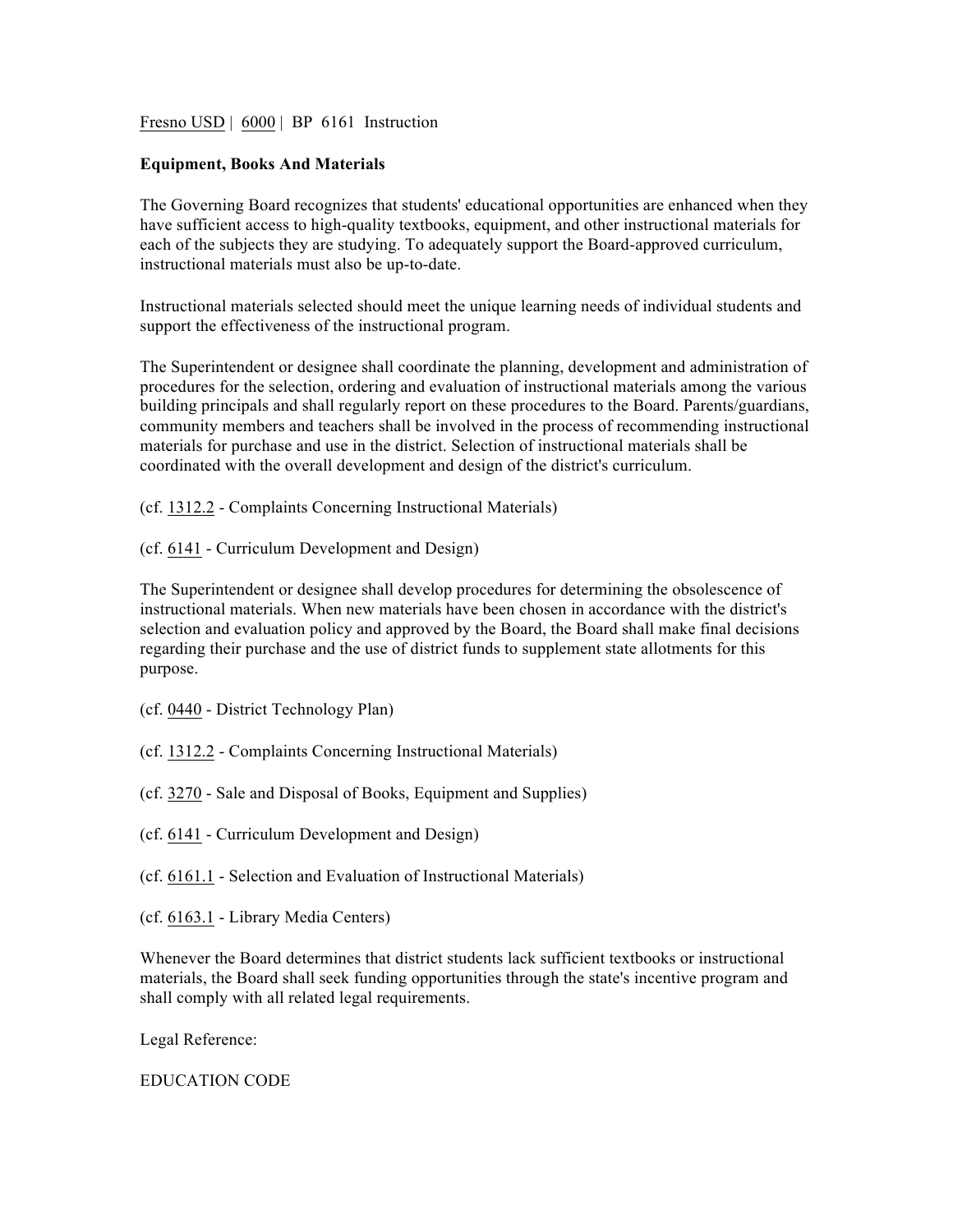Fresno USD | 6000 | BP 6161 Instruction

**Equipment, Books And Materials**

The Governing Board recognizes that students' educational opportunities are enhanced when they have sufficient access to high-quality textbooks, equipment, and other instructional materials for each of the subjects they are studying. To adequately support the Board-approved curriculum, instructional materials must also be up-to-date.

Instructional materials selected should meet the unique learning needs of individual students and support the effectiveness of the instructional program.

The Superintendent or designee shall coordinate the planning, development and administration of procedures for the selection, ordering and evaluation of instructional materials among the various building principals and shall regularly report on these procedures to the Board. Parents/guardians, community members and teachers shall be involved in the process of recommending instructional materials for purchase and use in the district. Selection of instructional materials shall be coordinated with the overall development and design of the district's curriculum.

(cf. 1312.2 - Complaints Concerning Instructional Materials)

(cf. 6141 - Curriculum Development and Design)

The Superintendent or designee shall develop procedures for determining the obsolescence of instructional materials. When new materials have been chosen in accordance with the district's selection and evaluation policy and approved by the Board, the Board shall make final decisions regarding their purchase and the use of district funds to supplement state allotments for this purpose.

(cf. 0440 - District Technology Plan)

(cf. 1312.2 - Complaints Concerning Instructional Materials)

(cf. 3270 - Sale and Disposal of Books, Equipment and Supplies)

(cf. 6141 - Curriculum Development and Design)

(cf. 6161.1 - Selection and Evaluation of Instructional Materials)

(cf. 6163.1 - Library Media Centers)

Whenever the Board determines that district students lack sufficient textbooks or instructional materials, the Board shall seek funding opportunities through the state's incentive program and shall comply with all related legal requirements.

Legal Reference:

EDUCATION CODE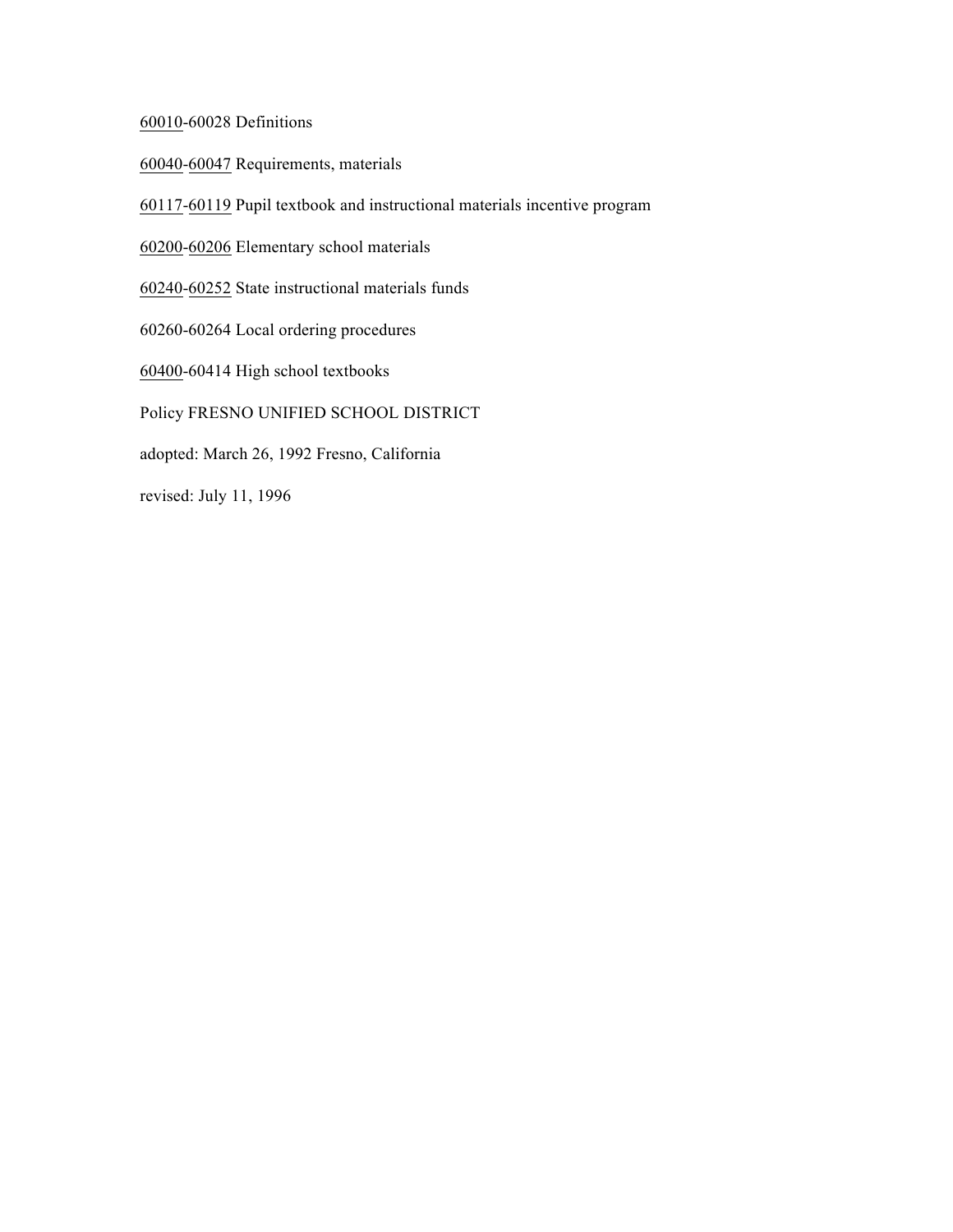60010-60028 Definitions

60040-60047 Requirements, materials

60117-60119 Pupil textbook and instructional materials incentive program

60200-60206 Elementary school materials

60240-60252 State instructional materials funds

60260-60264 Local ordering procedures

60400-60414 High school textbooks

Policy FRESNO UNIFIED SCHOOL DISTRICT

adopted: March 26, 1992 Fresno, California

revised: July 11, 1996